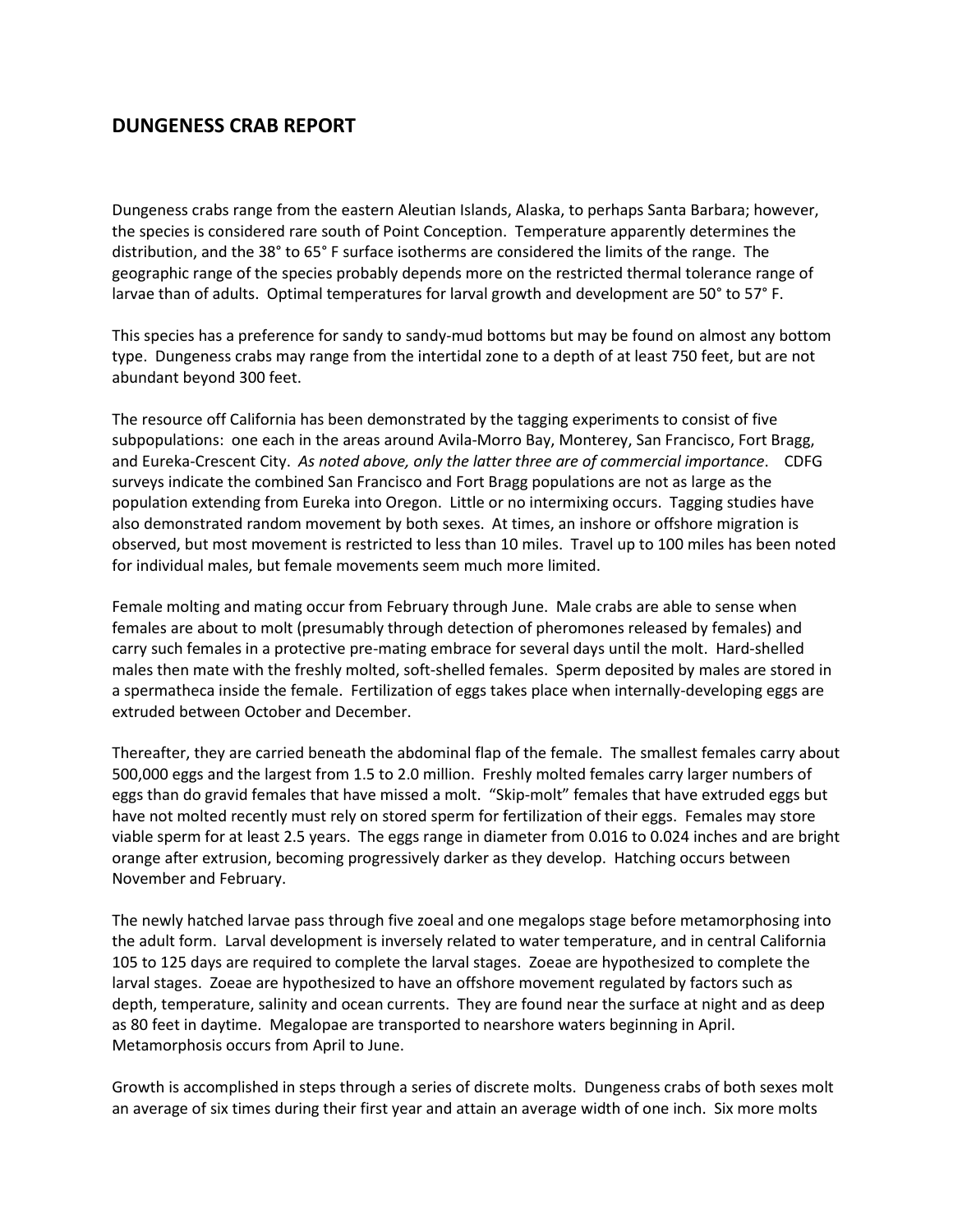## DUNGENESS CRAB REPORT

Dungeness crabs range from the eastern Aleutian Islands, Alaska, to perhaps Santa Barbara; however, the species is considered rare south of Point Conception. Temperature apparently determines the distribution, and the 38° to 65° F surface isotherms are considered the limits of the range. The geographic range of the species probably depends more on the restricted thermal tolerance range of larvae than of adults. Optimal temperatures for larval growth and development are 50° to 57° F.

This species has a preference for sandy to sandy-mud bottoms but may be found on almost any bottom type. Dungeness crabs may range from the intertidal zone to a depth of at least 750 feet, but are not abundant beyond 300 feet.

The resource off California has been demonstrated by the tagging experiments to consist of five subpopulations: one each in the areas around Avila-Morro Bay, Monterey, San Francisco, Fort Bragg, and Eureka-Crescent City. *As noted above, only the latter three are of commercial importance*. CDFG surveys indicate the combined San Francisco and Fort Bragg populations are not as large as the population extending from Eureka into Oregon. Little or no intermixing occurs. Tagging studies have also demonstrated random movement by both sexes. At times, an inshore or offshore migration is observed, but most movement is restricted to less than 10 miles. Travel up to 100 miles has been noted for individual males, but female movements seem much more limited.

Female molting and mating occur from February through June. Male crabs are able to sense when females are about to molt (presumably through detection of pheromones released by females) and carry such females in a protective pre-mating embrace for several days until the molt. Hard-shelled males then mate with the freshly molted, soft-shelled females. Sperm deposited by males are stored in a spermatheca inside the female. Fertilization of eggs takes place when internally-developing eggs are extruded between October and December.

Thereafter, they are carried beneath the abdominal flap of the female. The smallest females carry about 500,000 eggs and the largest from 1.5 to 2.0 million. Freshly molted females carry larger numbers of eggs than do gravid females that have missed a molt. "Skip-molt" females that have extruded eggs but have not molted recently must rely on stored sperm for fertilization of their eggs. Females may store viable sperm for at least 2.5 years. The eggs range in diameter from 0.016 to 0.024 inches and are bright orange after extrusion, becoming progressively darker as they develop. Hatching occurs between November and February.

The newly hatched larvae pass through five zoeal and one megalops stage before metamorphosing into the adult form. Larval development is inversely related to water temperature, and in central California 105 to 125 days are required to complete the larval stages. Zoeae are hypothesized to complete the larval stages. Zoeae are hypothesized to have an offshore movement regulated by factors such as depth, temperature, salinity and ocean currents. They are found near the surface at night and as deep as 80 feet in daytime. Megalopae are transported to nearshore waters beginning in April. Metamorphosis occurs from April to June.

Growth is accomplished in steps through a series of discrete molts. Dungeness crabs of both sexes molt an average of six times during their first year and attain an average width of one inch. Six more molts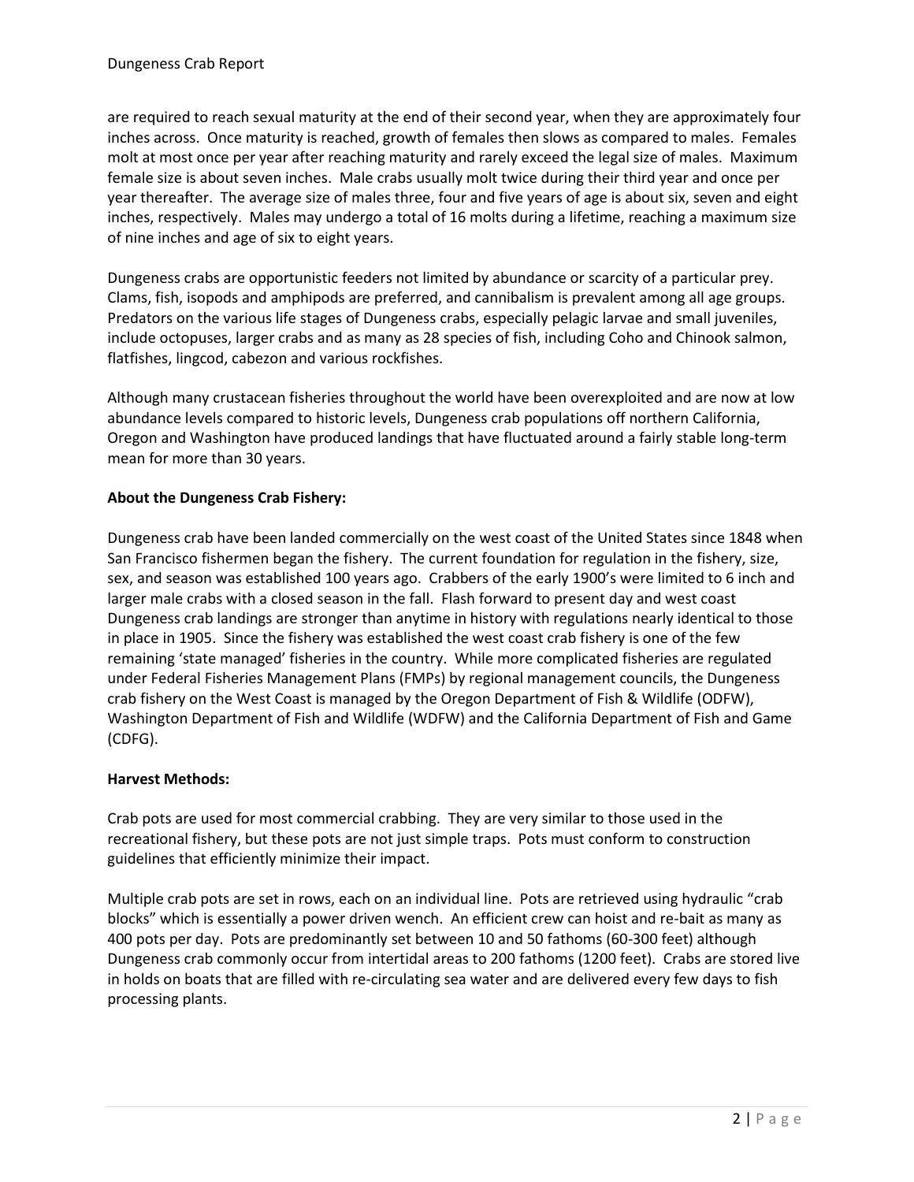are required to reach sexual maturity at the end of their second year, when they are approximately four inches across. Once maturity is reached, growth of females then slows as compared to males. Females molt at most once per year after reaching maturity and rarely exceed the legal size of males. Maximum female size is about seven inches. Male crabs usually molt twice during their third year and once per year thereafter. The average size of males three, four and five years of age is about six, seven and eight inches, respectively. Males may undergo a total of 16 molts during a lifetime, reaching a maximum size of nine inches and age of six to eight years.

Dungeness crabs are opportunistic feeders not limited by abundance or scarcity of a particular prey. Clams, fish, isopods and amphipods are preferred, and cannibalism is prevalent among all age groups. Predators on the various life stages of Dungeness crabs, especially pelagic larvae and small juveniles, include octopuses, larger crabs and as many as 28 species of fish, including Coho and Chinook salmon, flatfishes, lingcod, cabezon and various rockfishes.

Although many crustacean fisheries throughout the world have been overexploited and are now at low abundance levels compared to historic levels, Dungeness crab populations off northern California, Oregon and Washington have produced landings that have fluctuated around a fairly stable long-term mean for more than 30 years.

**About the Dungeness Crab Fishery:**

Dungeness crab have been landed commercially on the west coast of the United States since 1848 when San Francisco fishermen began the fishery. The current foundation for regulation in the fishery, size, sex, and season was established 100 years ago. Crabbers of the early 1900's were limited to 6 inch and larger male crabs with a closed season in the fall. Flash forward to present day and west coast Dungeness crab landings are stronger than anytime in history with regulations nearly identical to those in place in 1905. Since the fishery was established the west coast crab fishery is one of the few remaining 'state managed' fisheries in the country. While more complicated fisheries are regulated under Federal Fisheries Management Plans (FMPs) by regional management councils, the Dungeness crab fishery on the West Coast is managed by the Oregon Department of Fish & Wildlife (ODFW), Washington Department of Fish and Wildlife (WDFW) and the California Department of Fish and Game (CDFG).

**Harvest Methods:**

Crab pots are used for most commercial crabbing. They are very similar to those used in the recreational fishery, but these pots are not just simple traps. Pots must conform to construction guidelines that efficiently minimize their impact.

Multiple crab pots are set in rows, each on an individual line. Pots are retrieved using hydraulic "crab blocks" which is essentially a power driven wench. An efficient crew can hoist and re-bait as many as 400 pots per day. Pots are predominantly set between 10 and 50 fathoms (60-300 feet) although Dungeness crab commonly occur from intertidal areas to 200 fathoms (1200 feet). Crabs are stored live in holds on boats that are filled with re-circulating sea water and are delivered every few days to fish processing plants.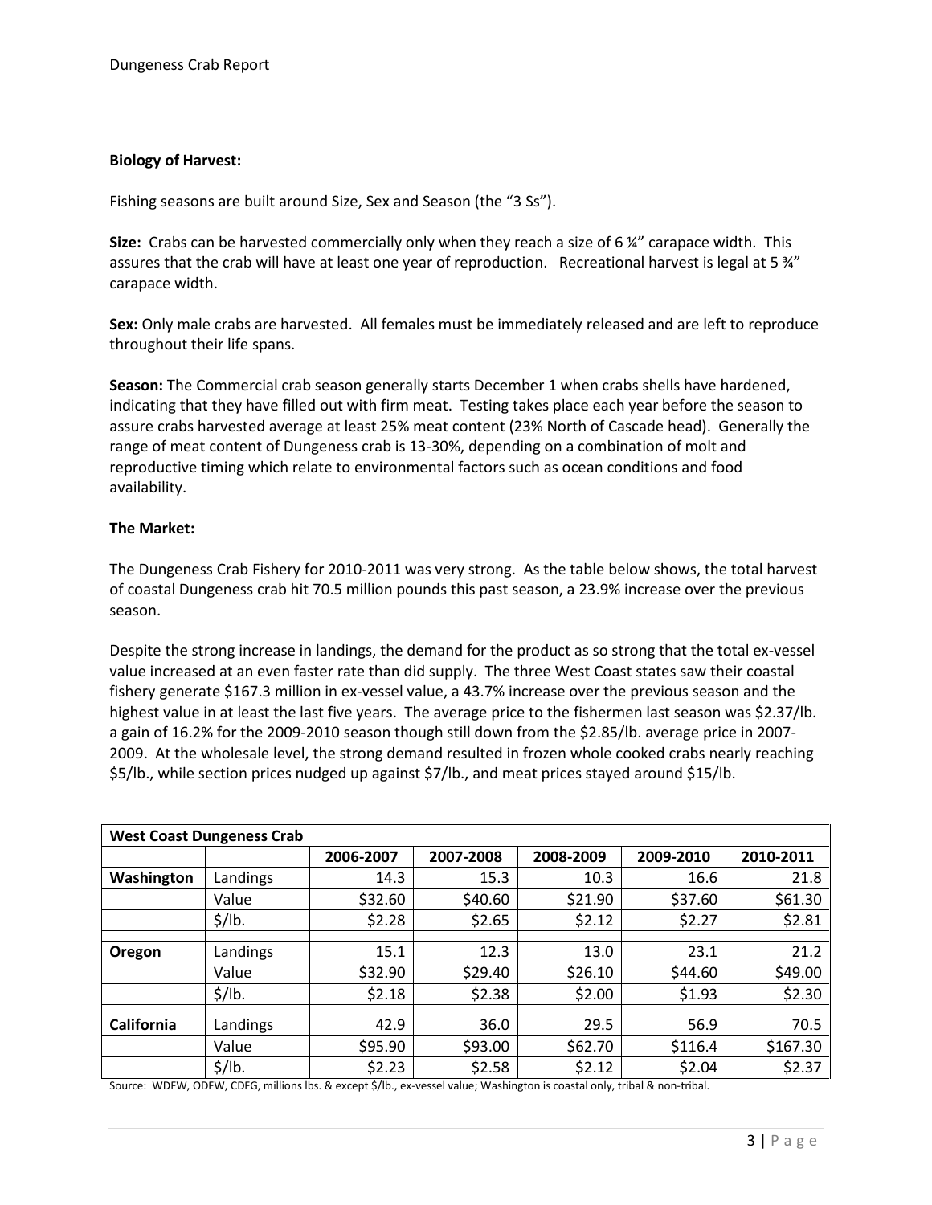**Biology of Harvest:**

Fishing seasons are built around Size, Sex and Season (the "3 Ss").

**Size:** Crabs can be harvested commercially only when they reach a size of 6 ¼" carapace width. This assures that the crab will have at least one year of reproduction. Recreational harvest is legal at 5 ¾" carapace width.

**Sex:** Only male crabs are harvested. All females must be immediately released and are left to reproduce throughout their life spans.

**Season:** The Commercial crab season generally starts December 1 when crabs shells have hardened, indicating that they have filled out with firm meat. Testing takes place each year before the season to assure crabs harvested average at least 25% meat content (23% North of Cascade head). Generally the range of meat content of Dungeness crab is 13-30%, depending on a combination of molt and reproductive timing which relate to environmental factors such as ocean conditions and food availability.

**The Market:**

The Dungeness Crab Fishery for 2010-2011 was very strong. As the table below shows, the total harvest of coastal Dungeness crab hit 70.5 million pounds this past season, a 23.9% increase over the previous season.

Despite the strong increase in landings, the demand for the product as so strong that the total ex-vessel value increased at an even faster rate than did supply. The three West Coast states saw their coastal fishery generate $167.3 million in ex-vessel value, a 43.7% increase over the previous season and the highest value in at least the last five years. The average price to the fishermen last season was $2.37/lb. a gain of 16.2% for the 2009-2010 season though still down from the $2.85/lb. average price in 2007-2009. At the wholesale level, the strong demand resulted in frozen whole cooked crabs nearly reaching $5/lb., while section prices nudged up against $7/lb., and meat prices stayed around $15/lb.

| **West Coast Dungeness Crab** | | | | | | |
|---|---|---|---|---|---|---|
| | | **2006-2007** | **2007-2008** | **2008-2009** | **2009-2010** | **2010-2011** |
| **Washington** | Landings | 14.3 | 15.3 | 10.3 | 16.6 | 21.8 |
| | Value | $32.60 | $40.60 | $21.90 | $37.60 | $61.30 |
| | $/lb. | $2.28 | $2.65 | $2.12 | $2.27 | $2.81 |
| **Oregon** | Landings | 15.1 | 12.3 | 13.0 | 23.1 | 21.2 |
| | Value | $32.90 | $29.40 | $26.10 | $44.60 | $49.00 |
| | $/lb. | $2.18 | $2.38 | $2.00 | $1.93 | $2.30 |
| **California** | Landings | 42.9 | 36.0 | 29.5 | 56.9 | 70.5 |
| | Value | $95.90 | $93.00 | $62.70 | $116.4 | $167.30 |
| | $/lb. | $2.23 | $2.58 | $2.12 | $2.04 | $2.37 |

Source: WDFW, ODFW, CDFG, millions lbs. & except $/lb., ex-vessel value; Washington is coastal only, tribal & non-tribal.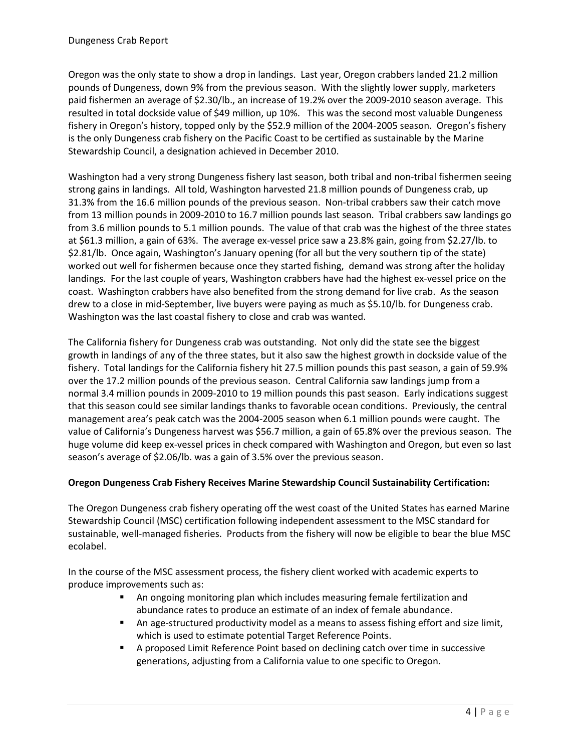Oregon was the only state to show a drop in landings. Last year, Oregon crabbers landed 21.2 million pounds of Dungeness, down 9% from the previous season. With the slightly lower supply, marketers paid fishermen an average of $2.30/lb., an increase of 19.2% over the 2009-2010 season average. This resulted in total dockside value of $49 million, up 10%. This was the second most valuable Dungeness fishery in Oregon's history, topped only by the $52.9 million of the 2004-2005 season. Oregon's fishery is the only Dungeness crab fishery on the Pacific Coast to be certified as sustainable by the Marine Stewardship Council, a designation achieved in December 2010.

Washington had a very strong Dungeness fishery last season, both tribal and non-tribal fishermen seeing strong gains in landings. All told, Washington harvested 21.8 million pounds of Dungeness crab, up 31.3% from the 16.6 million pounds of the previous season. Non-tribal crabbers saw their catch move from 13 million pounds in 2009-2010 to 16.7 million pounds last season. Tribal crabbers saw landings go from 3.6 million pounds to 5.1 million pounds. The value of that crab was the highest of the three states at $61.3 million, a gain of 63%. The average ex-vessel price saw a 23.8% gain, going from $2.27/lb. to $2.81/lb. Once again, Washington's January opening (for all but the very southern tip of the state) worked out well for fishermen because once they started fishing, demand was strong after the holiday landings. For the last couple of years, Washington crabbers have had the highest ex-vessel price on the coast. Washington crabbers have also benefited from the strong demand for live crab. As the season drew to a close in mid-September, live buyers were paying as much as $5.10/lb. for Dungeness crab. Washington was the last coastal fishery to close and crab was wanted.

The California fishery for Dungeness crab was outstanding. Not only did the state see the biggest growth in landings of any of the three states, but it also saw the highest growth in dockside value of the fishery. Total landings for the California fishery hit 27.5 million pounds this past season, a gain of 59.9% over the 17.2 million pounds of the previous season. Central California saw landings jump from a normal 3.4 million pounds in 2009-2010 to 19 million pounds this past season. Early indications suggest that this season could see similar landings thanks to favorable ocean conditions. Previously, the central management area's peak catch was the 2004-2005 season when 6.1 million pounds were caught. The value of California's Dungeness harvest was $56.7 million, a gain of 65.8% over the previous season. The huge volume did keep ex-vessel prices in check compared with Washington and Oregon, but even so last season's average of $2.06/lb. was a gain of 3.5% over the previous season.

**Oregon Dungeness Crab Fishery Receives Marine Stewardship Council Sustainability Certification:**

The Oregon Dungeness crab fishery operating off the west coast of the United States has earned Marine Stewardship Council (MSC) certification following independent assessment to the MSC standard for sustainable, well-managed fisheries. Products from the fishery will now be eligible to bear the blue MSC ecolabel.

In the course of the MSC assessment process, the fishery client worked with academic experts to produce improvements such as:

- An ongoing monitoring plan which includes measuring female fertilization and abundance rates to produce an estimate of an index of female abundance.
- An age-structured productivity model as a means to assess fishing effort and size limit, which is used to estimate potential Target Reference Points.
- A proposed Limit Reference Point based on declining catch over time in successive generations, adjusting from a California value to one specific to Oregon.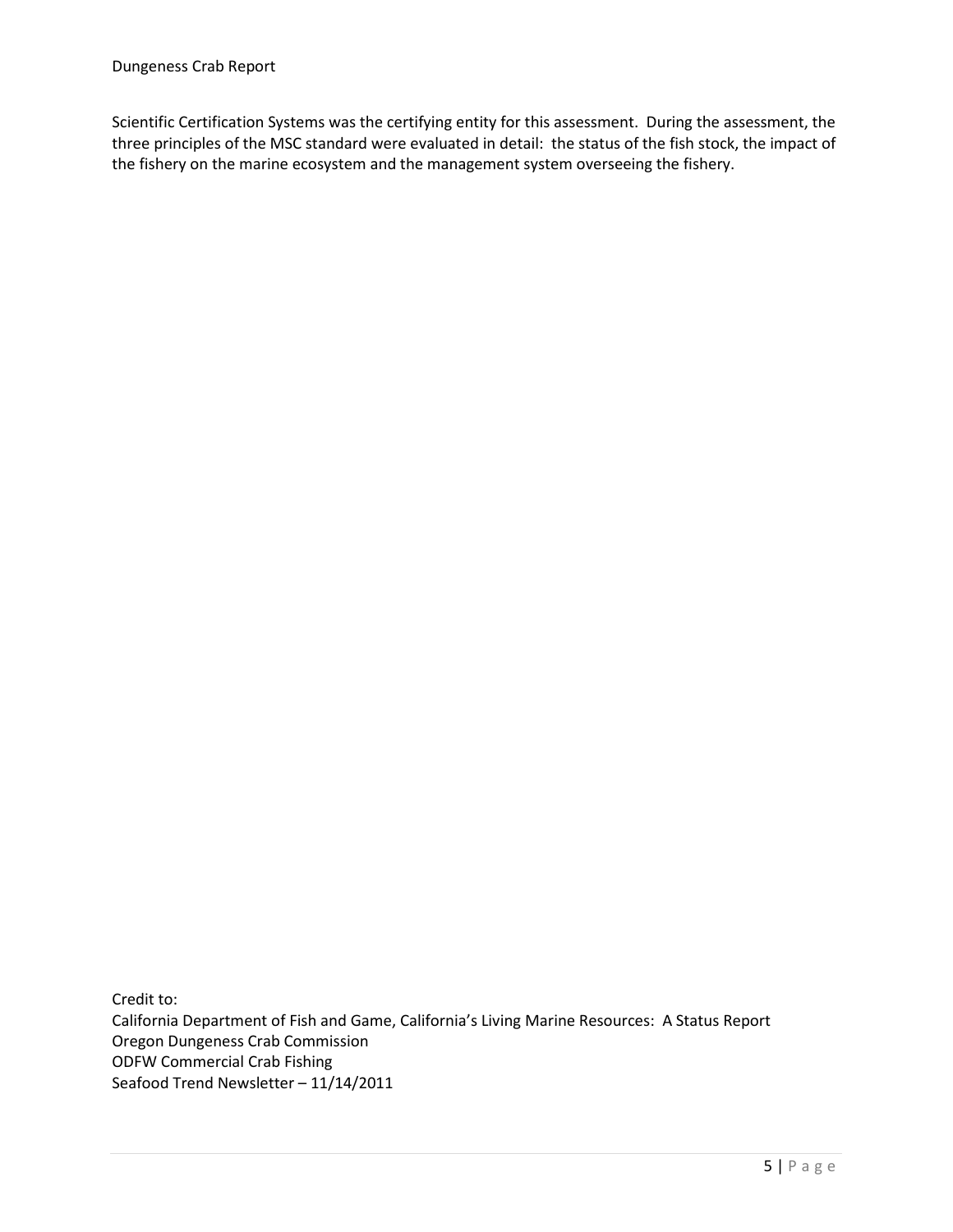Scientific Certification Systems was the certifying entity for this assessment. During the assessment, the three principles of the MSC standard were evaluated in detail: the status of the fish stock, the impact of the fishery on the marine ecosystem and the management system overseeing the fishery.

Credit to:
California Department of Fish and Game, California's Living Marine Resources: A Status Report
Oregon Dungeness Crab Commission
ODFW Commercial Crab Fishing
Seafood Trend Newsletter – 11/14/2011